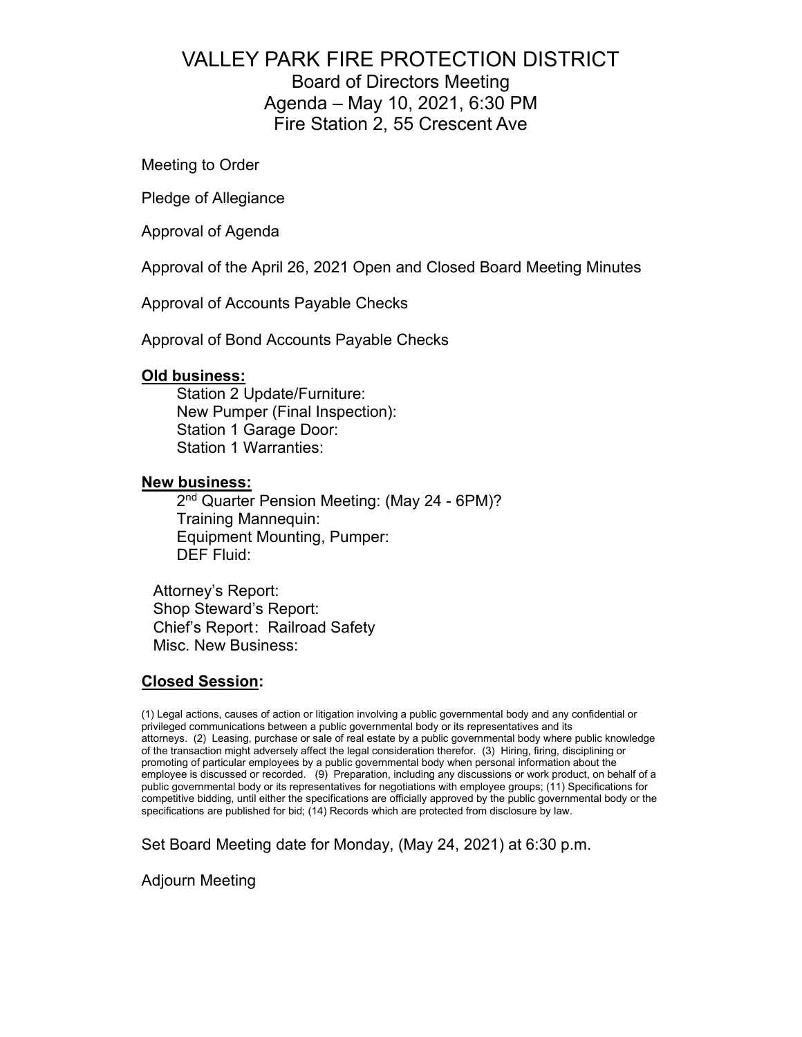# VALLEY PARK FIRE PROTECTION DISTRICT

## Board of Directors Meeting
## Agenda – May 10, 2021, 6:30 PM
## Fire Station 2, 55 Crescent Ave

Meeting to Order

Pledge of Allegiance

Approval of Agenda

Approval of the April 26, 2021 Open and Closed Board Meeting Minutes

Approval of Accounts Payable Checks

Approval of Bond Accounts Payable Checks

**Old business:**

- Station 2 Update/Furniture:
- New Pumper (Final Inspection):
- Station 1 Garage Door:
- Station 1 Warranties:

**New business:**

- 2nd Quarter Pension Meeting: (May 24 - 6PM)?
- Training Mannequin:
- Equipment Mounting, Pumper:
- DEF Fluid:

Attorney's Report:
Shop Steward's Report:
Chief's Report: Railroad Safety
Misc. New Business:

**Closed Session:**

(1) Legal actions, causes of action or litigation involving a public governmental body and any confidential or privileged communications between a public governmental body or its representatives and its attorneys. (2) Leasing, purchase or sale of real estate by a public governmental body where public knowledge of the transaction might adversely affect the legal consideration therefor. (3) Hiring, firing, disciplining or promoting of particular employees by a public governmental body when personal information about the employee is discussed or recorded. (9) Preparation, including any discussions or work product, on behalf of a public governmental body or its representatives for negotiations with employee groups; (11) Specifications for competitive bidding, until either the specifications are officially approved by the public governmental body or the specifications are published for bid; (14) Records which are protected from disclosure by law.

Set Board Meeting date for Monday, (May 24, 2021) at 6:30 p.m.

Adjourn Meeting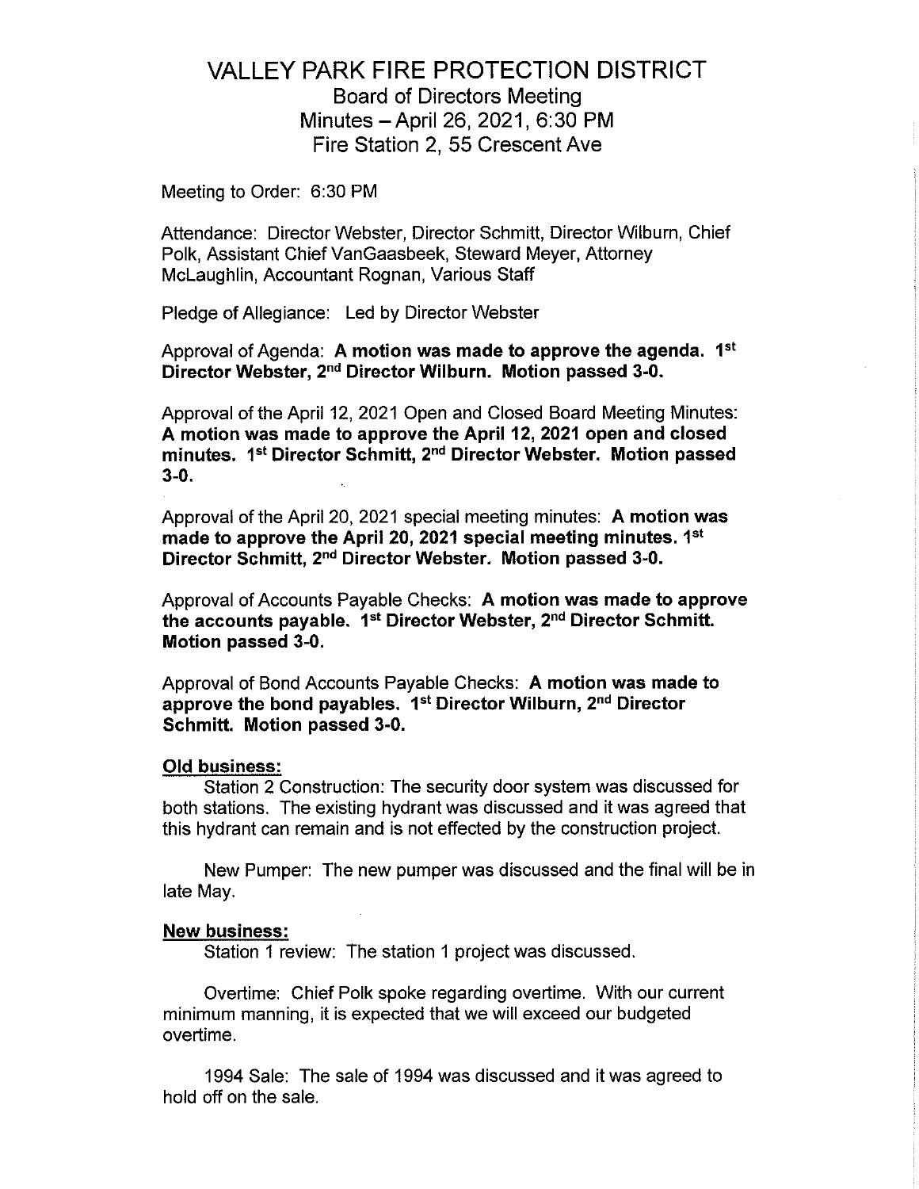# VALLEY PARK FIRE PROTECTION DISTRICT

## Board of Directors Meeting
## Minutes – April 26, 2021, 6:30 PM
## Fire Station 2, 55 Crescent Ave

Meeting to Order: 6:30 PM

Attendance: Director Webster, Director Schmitt, Director Wilburn, Chief Polk, Assistant Chief VanGaasbeek, Steward Meyer, Attorney McLaughlin, Accountant Rognan, Various Staff

Pledge of Allegiance: Led by Director Webster

Approval of Agenda: **A motion was made to approve the agenda. 1st Director Webster, 2nd Director Wilburn. Motion passed 3-0.**

Approval of the April 12, 2021 Open and Closed Board Meeting Minutes: **A motion was made to approve the April 12, 2021 open and closed minutes. 1st Director Schmitt, 2nd Director Webster. Motion passed 3-0.**

Approval of the April 20, 2021 special meeting minutes: **A motion was made to approve the April 20, 2021 special meeting minutes. 1st Director Schmitt, 2nd Director Webster. Motion passed 3-0.**

Approval of Accounts Payable Checks: **A motion was made to approve the accounts payable. 1st Director Webster, 2nd Director Schmitt. Motion passed 3-0.**

Approval of Bond Accounts Payable Checks: **A motion was made to approve the bond payables. 1st Director Wilburn, 2nd Director Schmitt. Motion passed 3-0.**

**Old business:**

Station 2 Construction: The security door system was discussed for both stations. The existing hydrant was discussed and it was agreed that this hydrant can remain and is not effected by the construction project.

New Pumper: The new pumper was discussed and the final will be in late May.

**New business:**

Station 1 review: The station 1 project was discussed.

Overtime: Chief Polk spoke regarding overtime. With our current minimum manning, it is expected that we will exceed our budgeted overtime.

1994 Sale: The sale of 1994 was discussed and it was agreed to hold off on the sale.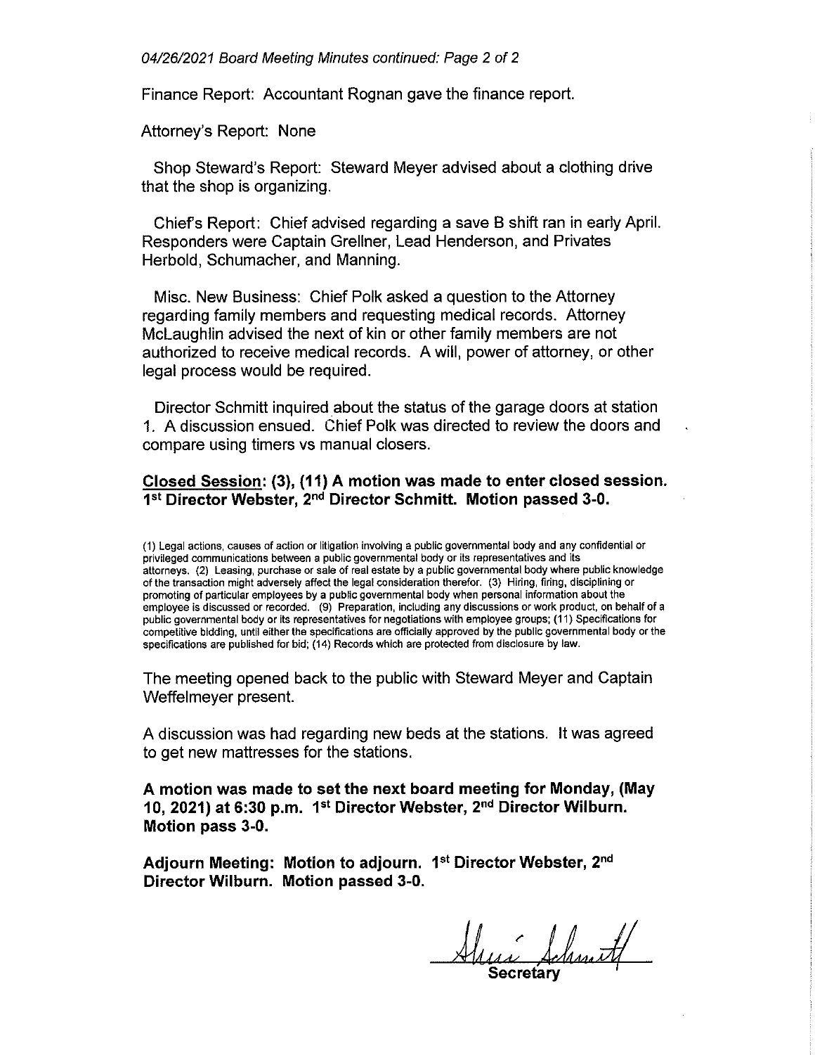*04/26/2021 Board Meeting Minutes continued: Page 2 of 2*

Finance Report: Accountant Rognan gave the finance report.

Attorney's Report: None

Shop Steward's Report: Steward Meyer advised about a clothing drive that the shop is organizing.

Chief's Report: Chief advised regarding a save B shift ran in early April. Responders were Captain Grellner, Lead Henderson, and Privates Herbold, Schumacher, and Manning.

Misc. New Business: Chief Polk asked a question to the Attorney regarding family members and requesting medical records. Attorney McLaughlin advised the next of kin or other family members are not authorized to receive medical records. A will, power of attorney, or other legal process would be required.

Director Schmitt inquired about the status of the garage doors at station 1. A discussion ensued. Chief Polk was directed to review the doors and compare using timers vs manual closers.

**__Closed Session__: (3), (11) A motion was made to enter closed session. 1st Director Webster, 2nd Director Schmitt. Motion passed 3-0.**

(1) Legal actions, causes of action or litigation involving a public governmental body and any confidential or privileged communications between a public governmental body or its representatives and its attorneys. (2) Leasing, purchase or sale of real estate by a public governmental body where public knowledge of the transaction might adversely affect the legal consideration therefor. (3) Hiring, firing, disciplining or promoting of particular employees by a public governmental body when personal information about the employee is discussed or recorded. (9) Preparation, including any discussions or work product, on behalf of a public governmental body or its representatives for negotiations with employee groups; (11) Specifications for competitive bidding, until either the specifications are officially approved by the public governmental body or the specifications are published for bid; (14) Records which are protected from disclosure by law.

The meeting opened back to the public with Steward Meyer and Captain Weffelmeyer present.

A discussion was had regarding new beds at the stations. It was agreed to get new mattresses for the stations.

**A motion was made to set the next board meeting for Monday, (May 10, 2021) at 6:30 p.m. 1st Director Webster, 2nd Director Wilburn. Motion pass 3-0.**

**Adjourn Meeting: Motion to adjourn. 1st Director Webster, 2nd Director Wilburn. Motion passed 3-0.**

Sheri Schmitt

**Secretary**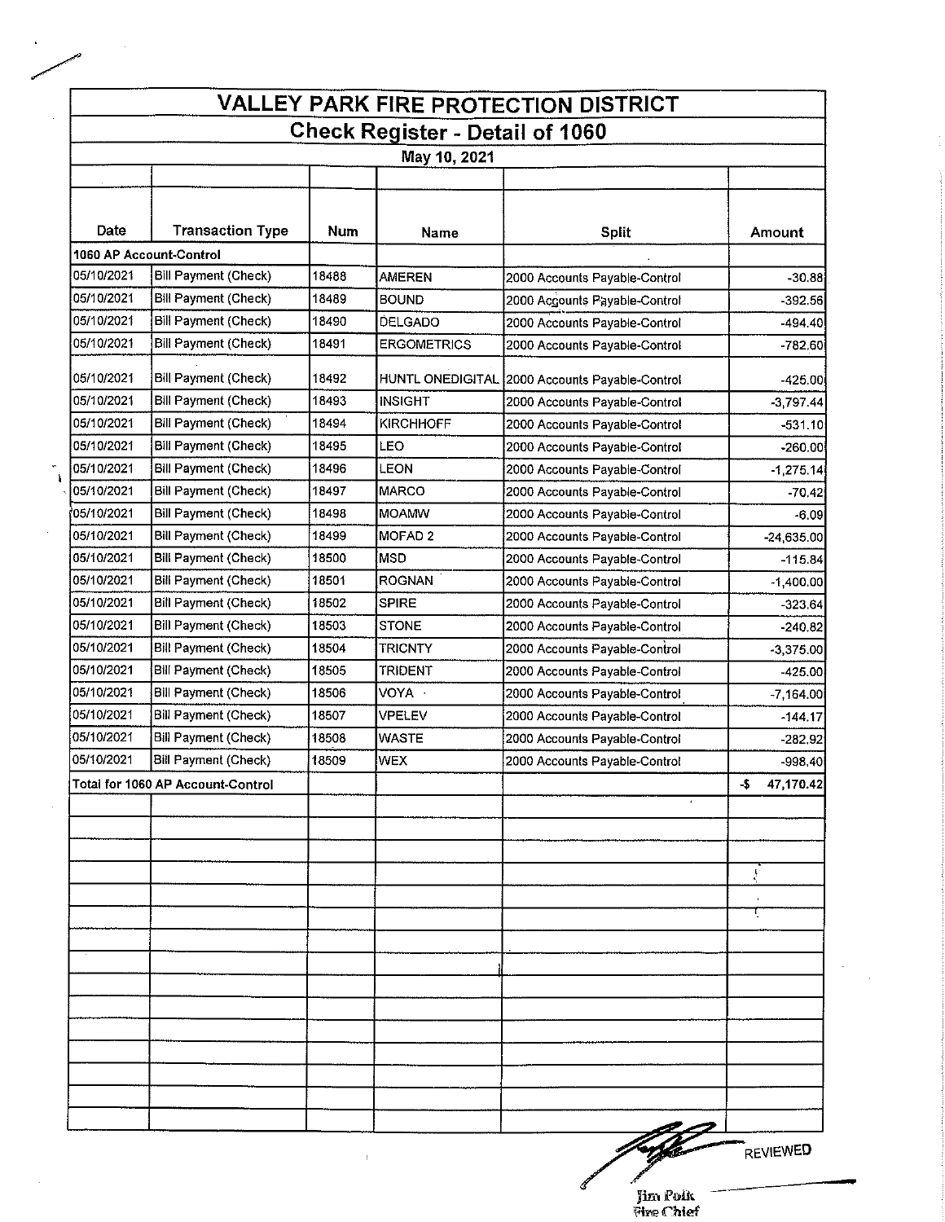# VALLEY PARK FIRE PROTECTION DISTRICT

## Check Register - Detail of 1060

### May 10, 2021

| Date | Transaction Type | Num | Name | Split | Amount |
|---|---|---|---|---|---|
| **1060 AP Account-Control** | | | | | |
| 05/10/2021 | Bill Payment (Check) | 18488 | AMEREN | 2000 Accounts Payable-Control | -30.88 |
| 05/10/2021 | Bill Payment (Check) | 18489 | BOUND | 2000 Accounts Payable-Control | -392.56 |
| 05/10/2021 | Bill Payment (Check) | 18490 | DELGADO | 2000 Accounts Payable-Control | -494.40 |
| 05/10/2021 | Bill Payment (Check) | 18491 | ERGOMETRICS | 2000 Accounts Payable-Control | -782.60 |
| 05/10/2021 | Bill Payment (Check) | 18492 | HUNTL ONEDIGITAL | 2000 Accounts Payable-Control | -425.00 |
| 05/10/2021 | Bill Payment (Check) | 18493 | INSIGHT | 2000 Accounts Payable-Control | -3,797.44 |
| 05/10/2021 | Bill Payment (Check) | 18494 | KIRCHHOFF | 2000 Accounts Payable-Control | -531.10 |
| 05/10/2021 | Bill Payment (Check) | 18495 | LEO | 2000 Accounts Payable-Control | -260.00 |
| 05/10/2021 | Bill Payment (Check) | 18496 | LEON | 2000 Accounts Payable-Control | -1,275.14 |
| 05/10/2021 | Bill Payment (Check) | 18497 | MARCO | 2000 Accounts Payable-Control | -70.42 |
| 05/10/2021 | Bill Payment (Check) | 18498 | MOAMW | 2000 Accounts Payable-Control | -6.09 |
| 05/10/2021 | Bill Payment (Check) | 18499 | MOFAD 2 | 2000 Accounts Payable-Control | -24,635.00 |
| 05/10/2021 | Bill Payment (Check) | 18500 | MSD | 2000 Accounts Payable-Control | -115.84 |
| 05/10/2021 | Bill Payment (Check) | 18501 | ROGNAN | 2000 Accounts Payable-Control | -1,400.00 |
| 05/10/2021 | Bill Payment (Check) | 18502 | SPIRE | 2000 Accounts Payable-Control | -323.64 |
| 05/10/2021 | Bill Payment (Check) | 18503 | STONE | 2000 Accounts Payable-Control | -240.82 |
| 05/10/2021 | Bill Payment (Check) | 18504 | TRICNTY | 2000 Accounts Payable-Control | -3,375.00 |
| 05/10/2021 | Bill Payment (Check) | 18505 | TRIDENT | 2000 Accounts Payable-Control | -425.00 |
| 05/10/2021 | Bill Payment (Check) | 18506 | VOYA | 2000 Accounts Payable-Control | -7,164.00 |
| 05/10/2021 | Bill Payment (Check) | 18507 | VPELEV | 2000 Accounts Payable-Control | -144.17 |
| 05/10/2021 | Bill Payment (Check) | 18508 | WASTE | 2000 Accounts Payable-Control | -282.92 |
| 05/10/2021 | Bill Payment (Check) | 18509 | WEX | 2000 Accounts Payable-Control | -998.40 |
| **Total for 1060 AP Account-Control** | | | | | **-$ 47,170.42** |

REVIEWED

Jim Polk
Fire Chief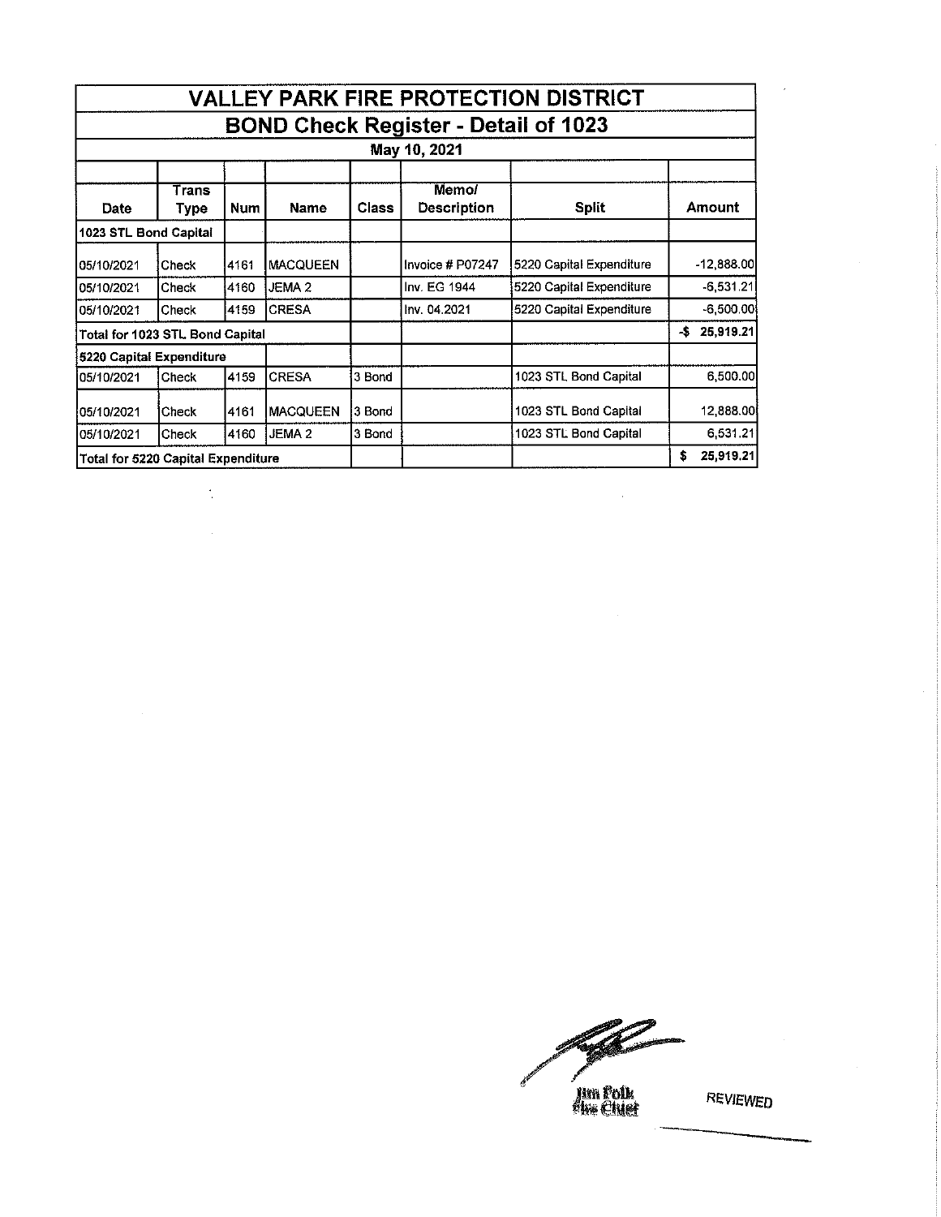# VALLEY PARK FIRE PROTECTION DISTRICT

## BOND Check Register - Detail of 1023

### May 10, 2021

| Date | Trans Type | Num | Name | Class | Memo/ Description | Split | Amount |
|---|---|---|---|---|---|---|---|
| **1023 STL Bond Capital** | | | | | | | |
| 05/10/2021 | Check | 4161 | MACQUEEN | | Invoice # P07247 | 5220 Capital Expenditure | -12,888.00 |
| 05/10/2021 | Check | 4160 | JEMA 2 | | Inv. EG 1944 | 5220 Capital Expenditure | -6,531.21 |
| 05/10/2021 | Check | 4159 | CRESA | | Inv. 04.2021 | 5220 Capital Expenditure | -6,500.00 |
| **Total for 1023 STL Bond Capital** | | | | | | | **-$ 25,919.21** |
| **5220 Capital Expenditure** | | | | | | | |
| 05/10/2021 | Check | 4159 | CRESA | 3 Bond | | 1023 STL Bond Capital | 6,500.00 |
| 05/10/2021 | Check | 4161 | MACQUEEN | 3 Bond | | 1023 STL Bond Capital | 12,888.00 |
| 05/10/2021 | Check | 4160 | JEMA 2 | 3 Bond | | 1023 STL Bond Capital | 6,531.21 |
| **Total for 5220 Capital Expenditure** | | | | | | | **$ 25,919.21** |

Jim Polk
Fire Chief

REVIEWED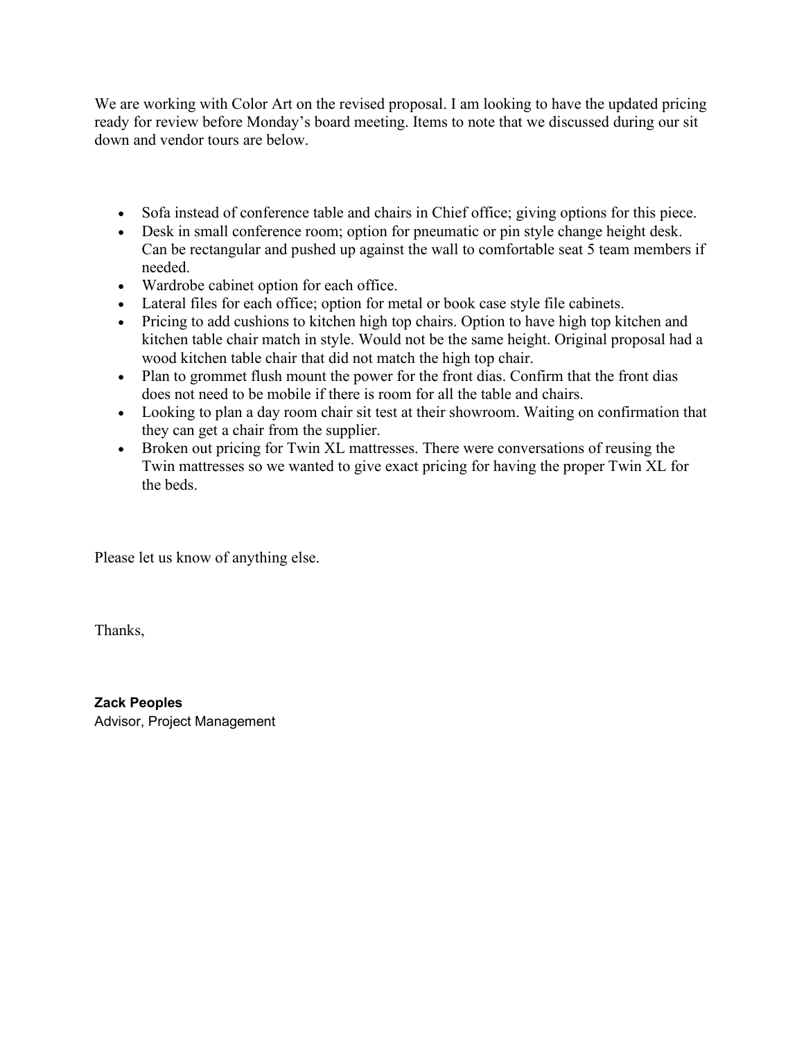We are working with Color Art on the revised proposal. I am looking to have the updated pricing ready for review before Monday's board meeting. Items to note that we discussed during our sit down and vendor tours are below.

- Sofa instead of conference table and chairs in Chief office; giving options for this piece.
- Desk in small conference room; option for pneumatic or pin style change height desk. Can be rectangular and pushed up against the wall to comfortable seat 5 team members if needed.
- Wardrobe cabinet option for each office.
- Lateral files for each office; option for metal or book case style file cabinets.
- Pricing to add cushions to kitchen high top chairs. Option to have high top kitchen and kitchen table chair match in style. Would not be the same height. Original proposal had a wood kitchen table chair that did not match the high top chair.
- Plan to grommet flush mount the power for the front dias. Confirm that the front dias does not need to be mobile if there is room for all the table and chairs.
- Looking to plan a day room chair sit test at their showroom. Waiting on confirmation that they can get a chair from the supplier.
- Broken out pricing for Twin XL mattresses. There were conversations of reusing the Twin mattresses so we wanted to give exact pricing for having the proper Twin XL for the beds.

Please let us know of anything else.

Thanks,

**Zack Peoples**
Advisor, Project Management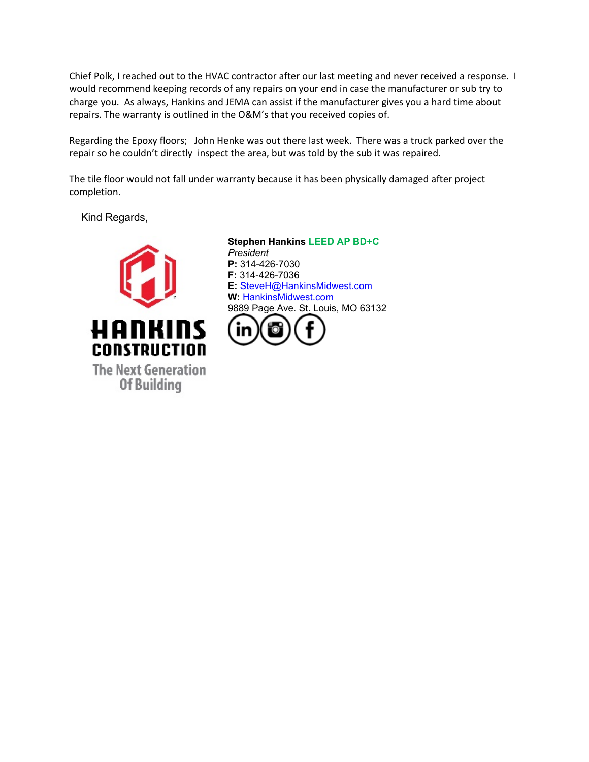Chief Polk, I reached out to the HVAC contractor after our last meeting and never received a response. I would recommend keeping records of any repairs on your end in case the manufacturer or sub try to charge you. As always, Hankins and JEMA can assist if the manufacturer gives you a hard time about repairs. The warranty is outlined in the O&M's that you received copies of.

Regarding the Epoxy floors; John Henke was out there last week. There was a truck parked over the repair so he couldn't directly inspect the area, but was told by the sub it was repaired.

The tile floor would not fall under warranty because it has been physically damaged after project completion.

Kind Regards,

HANKINS
CONSTRUCTION
The Next Generation
Of Building

**Stephen Hankins** LEED AP BD+C
*President*
**P:** 314-426-7030
**F:** 314-426-7036
**E:** SteveH@HankinsMidwest.com
**W:** HankinsMidwest.com
9889 Page Ave. St. Louis, MO 63132